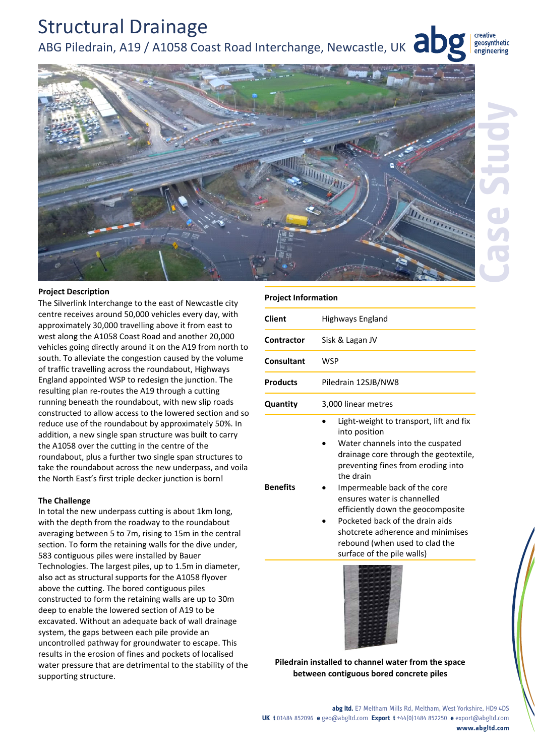# Structural Drainage

## ABG Piledrain, A19 / A1058 Coast Road Interchange, Newcastle, UK

Case Study

### Project Description

The Silverlink Interchange to the east of Newcastle city centre receives around 50,000 vehicles every day, with approximately 30,000 travelling above it from east to west along the A1058 Coast Road and another 20,000 vehicles going directly around it on the A19 from north to south. To alleviate the congestion caused by the volume of traffic travelling across the roundabout, Highways England appointed WSP to redesign the junction. The resulting plan re-routes the A19 through a cutting running beneath the roundabout, with new slip roads constructed to allow access to the lowered section and so reduce use of the roundabout by approximately 50%. In addition, a new single span structure was built to carry the A1058 over the cutting in the centre of the roundabout, plus a further two single span structures to take the roundabout across the new underpass, and voila the North East's first triple decker junction is born!

### The Challenge

In total the new underpass cutting is about 1km long, with the depth from the roadway to the roundabout averaging between 5 to 7m, rising to 15m in the central section. To form the retaining walls for the dive under, 583 contiguous piles were installed by Bauer Technologies. The largest piles, up to 1.5m in diameter, also act as structural supports for the A1058 flyover above the cutting. The bored contiguous piles constructed to form the retaining walls are up to 30m deep to enable the lowered section of A19 to be excavated. Without an adequate back of wall drainage system, the gaps between each pile provide an uncontrolled pathway for groundwater to escape. This results in the erosion of fines and pockets of localised water pressure that are detrimental to the stability of the supporting structure.

### Project Information

| | |
|---|---|
| **Client** | Highways England |
| **Contractor** | Sisk & Lagan JV |
| **Consultant** | WSP |
| **Products** | Piledrain 12SJB/NW8 |
| **Quantity** | 3,000 linear metres |
| **Benefits** | • Light-weight to transport, lift and fix into position<br>• Water channels into the cuspated drainage core through the geotextile, preventing fines from eroding into the drain<br>• Impermeable back of the core ensures water is channelled efficiently down the geocomposite<br>• Pocketed back of the drain aids shotcrete adherence and minimises rebound (when used to clad the surface of the pile walls) |

**Piledrain installed to channel water from the space between contiguous bored concrete piles**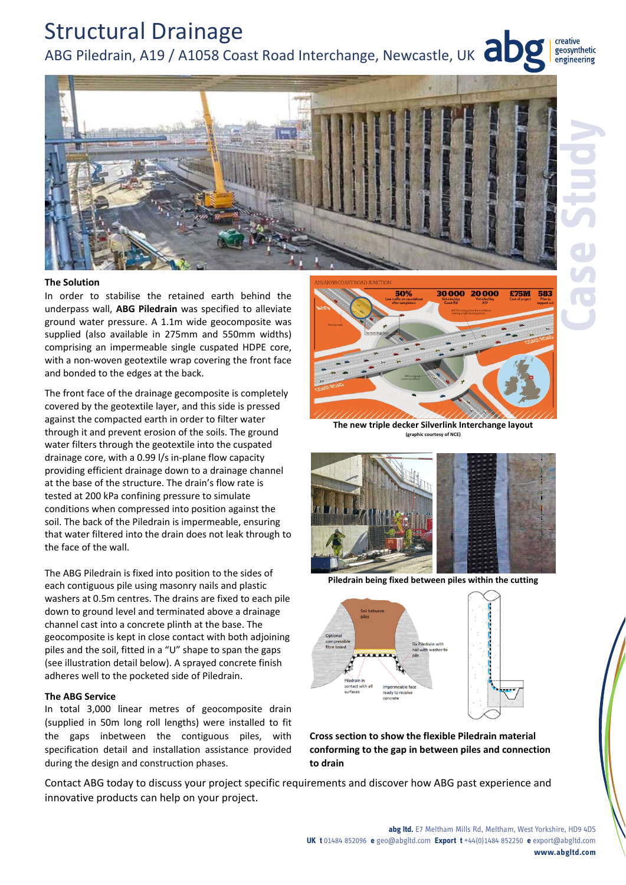# Structural Drainage

## ABG Piledrain, A19 / A1058 Coast Road Interchange, Newcastle, UK

### The Solution

In order to stabilise the retained earth behind the underpass wall, **ABG Piledrain** was specified to alleviate ground water pressure. A 1.1m wide geocomposite was supplied (also available in 275mm and 550mm widths) comprising an impermeable single cuspated HDPE core, with a non-woven geotextile wrap covering the front face and bonded to the edges at the back.

The front face of the drainage gecomposite is completely covered by the geotextile layer, and this side is pressed against the compacted earth in order to filter water through it and prevent erosion of the soils. The ground water filters through the geotextile into the cuspated drainage core, with a 0.99 l/s in-plane flow capacity providing efficient drainage down to a drainage channel at the base of the structure. The drain's flow rate is tested at 200 kPa confining pressure to simulate conditions when compressed into position against the soil. The back of the Piledrain is impermeable, ensuring that water filtered into the drain does not leak through to the face of the wall.

The ABG Piledrain is fixed into position to the sides of each contiguous pile using masonry nails and plastic washers at 0.5m centres. The drains are fixed to each pile down to ground level and terminated above a drainage channel cast into a concrete plinth at the base. The geocomposite is kept in close contact with both adjoining piles and the soil, fitted in a "U" shape to span the gaps (see illustration detail below). A sprayed concrete finish adheres well to the pocketed side of Piledrain.

### The ABG Service

In total 3,000 linear metres of geocomposite drain (supplied in 50m long roll lengths) were installed to fit the gaps inbetween the contiguous piles, with specification detail and installation assistance provided during the design and construction phases.

A19/A1058 COAST ROAD JUNCTION

50% Less traffic on roundabout after completion

30 000 Vehicles/day Coast Rd

20 000 Vehicles/day A19

£75M Cost of project

583 Piles to support cut

**The new triple decker Silverlink Interchange layout**

(graphic courtesy of NCE)

**Piledrain being fixed between piles within the cutting**

Soil between piles

Optional compressible fibre board

Fix Piledrain with nail with washer to pile

Piledrain in contact with all surfaces

impermeable face ready to receive concrete

**Cross section to show the flexible Piledrain material conforming to the gap in between piles and connection to drain**

Contact ABG today to discuss your project specific requirements and discover how ABG past experience and innovative products can help on your project.

**abg ltd.** E7 Meltham Mills Rd, Meltham, West Yorkshire, HD9 4DS
**UK t** 01484 852096 **e** geo@abgltd.com **Export t** +44(0)1484 852250 **e** export@abgltd.com
**www.abgltd.com**